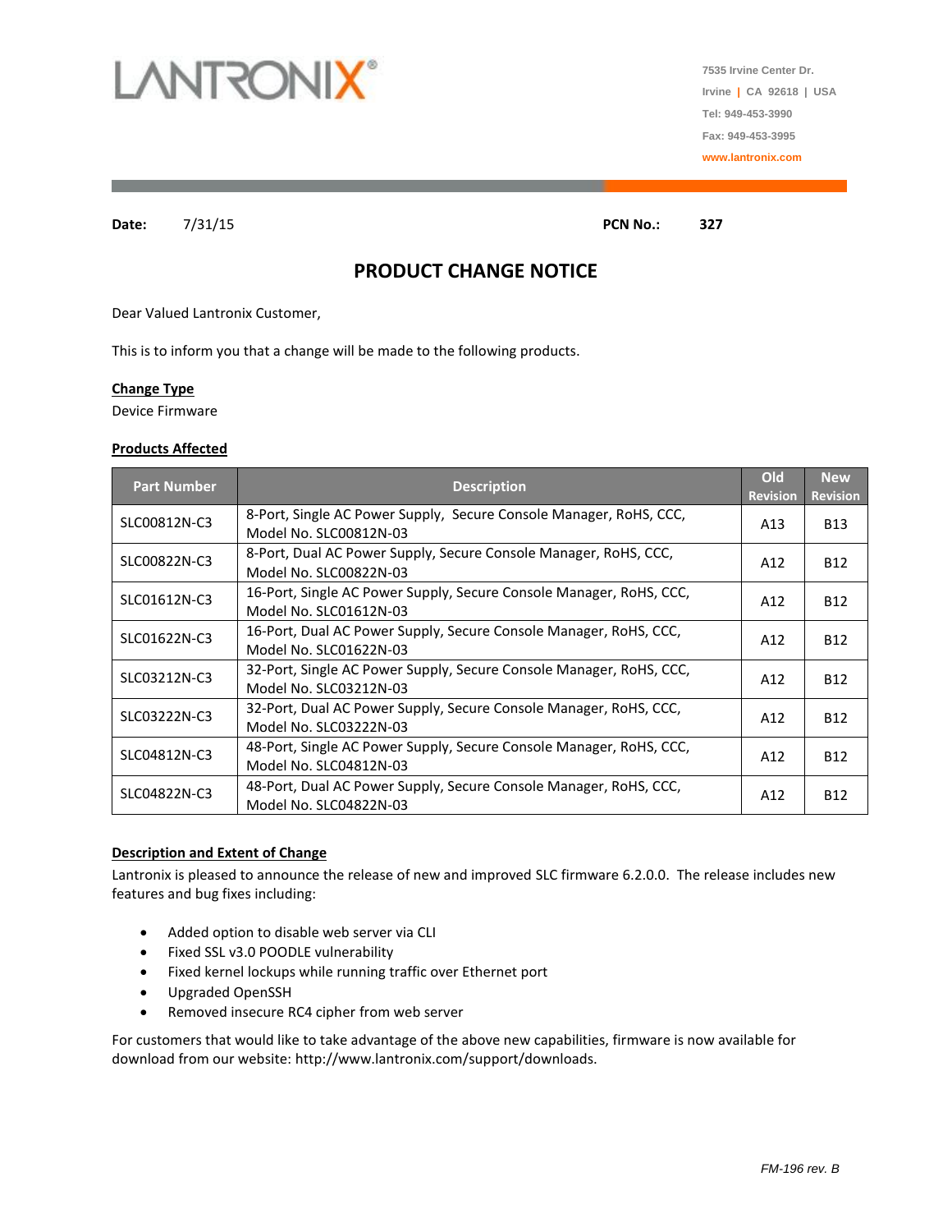LANTRONIX®

7535 Irvine Center Dr.
Irvine | CA 92618 | USA
Tel: 949-453-3990
Fax: 949-453-3995
www.lantronix.com

**Date:** 7/31/15 **PCN No.:** **327**

# PRODUCT CHANGE NOTICE

Dear Valued Lantronix Customer,

This is to inform you that a change will be made to the following products.

**Change Type**

Device Firmware

**Products Affected**

| Part Number | Description | Old Revision | New Revision |
|---|---|---|---|
| SLC00812N-C3 | 8-Port, Single AC Power Supply, Secure Console Manager, RoHS, CCC, Model No. SLC00812N-03 | A13 | B13 |
| SLC00822N-C3 | 8-Port, Dual AC Power Supply, Secure Console Manager, RoHS, CCC, Model No. SLC00822N-03 | A12 | B12 |
| SLC01612N-C3 | 16-Port, Single AC Power Supply, Secure Console Manager, RoHS, CCC, Model No. SLC01612N-03 | A12 | B12 |
| SLC01622N-C3 | 16-Port, Dual AC Power Supply, Secure Console Manager, RoHS, CCC, Model No. SLC01622N-03 | A12 | B12 |
| SLC03212N-C3 | 32-Port, Single AC Power Supply, Secure Console Manager, RoHS, CCC, Model No. SLC03212N-03 | A12 | B12 |
| SLC03222N-C3 | 32-Port, Dual AC Power Supply, Secure Console Manager, RoHS, CCC, Model No. SLC03222N-03 | A12 | B12 |
| SLC04812N-C3 | 48-Port, Single AC Power Supply, Secure Console Manager, RoHS, CCC, Model No. SLC04812N-03 | A12 | B12 |
| SLC04822N-C3 | 48-Port, Dual AC Power Supply, Secure Console Manager, RoHS, CCC, Model No. SLC04822N-03 | A12 | B12 |

**Description and Extent of Change**

Lantronix is pleased to announce the release of new and improved SLC firmware 6.2.0.0. The release includes new features and bug fixes including:

- Added option to disable web server via CLI
- Fixed SSL v3.0 POODLE vulnerability
- Fixed kernel lockups while running traffic over Ethernet port
- Upgraded OpenSSH
- Removed insecure RC4 cipher from web server

For customers that would like to take advantage of the above new capabilities, firmware is now available for download from our website: http://www.lantronix.com/support/downloads.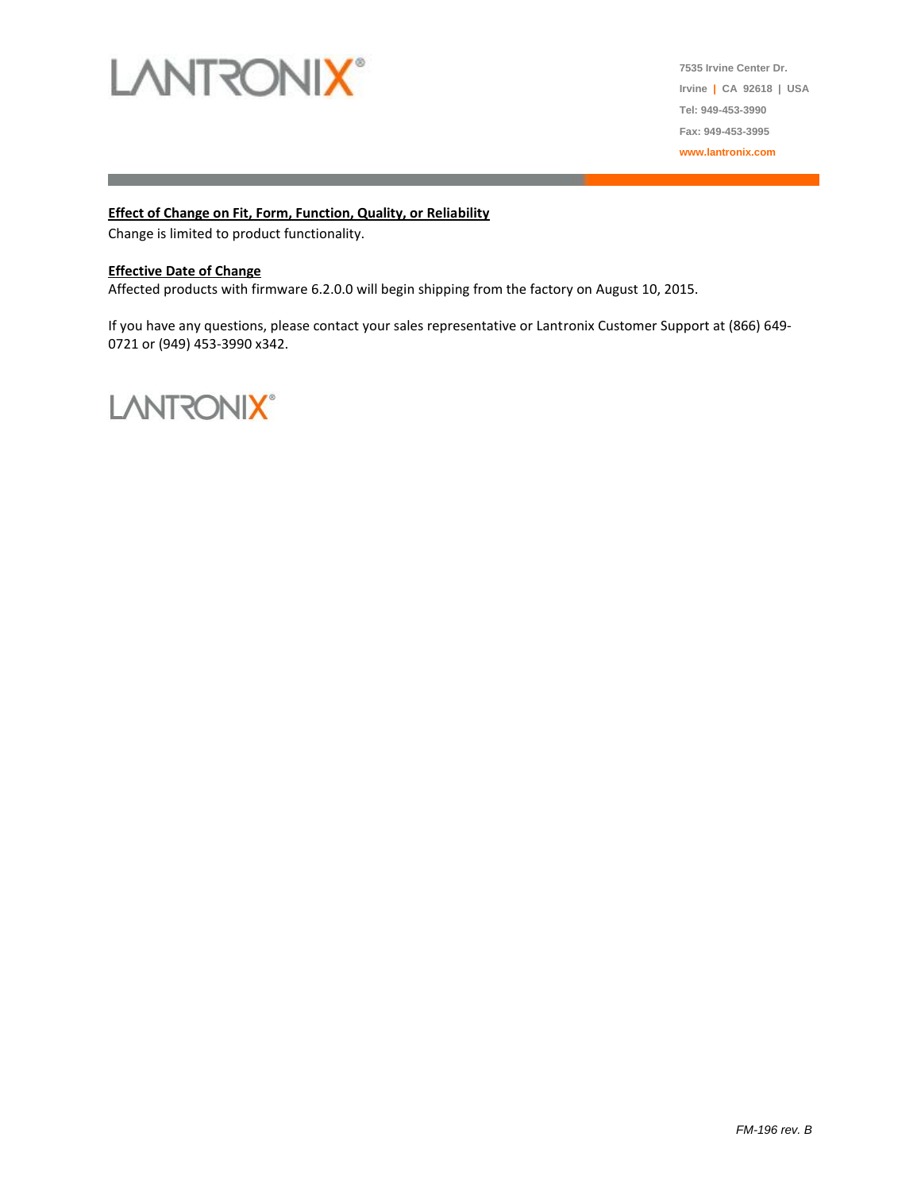**Effect of Change on Fit, Form, Function, Quality, or Reliability**

Change is limited to product functionality.

**Effective Date of Change**

Affected products with firmware 6.2.0.0 will begin shipping from the factory on August 10, 2015.

If you have any questions, please contact your sales representative or Lantronix Customer Support at (866) 649-0721 or (949) 453-3990 x342.

LANTRONIX®